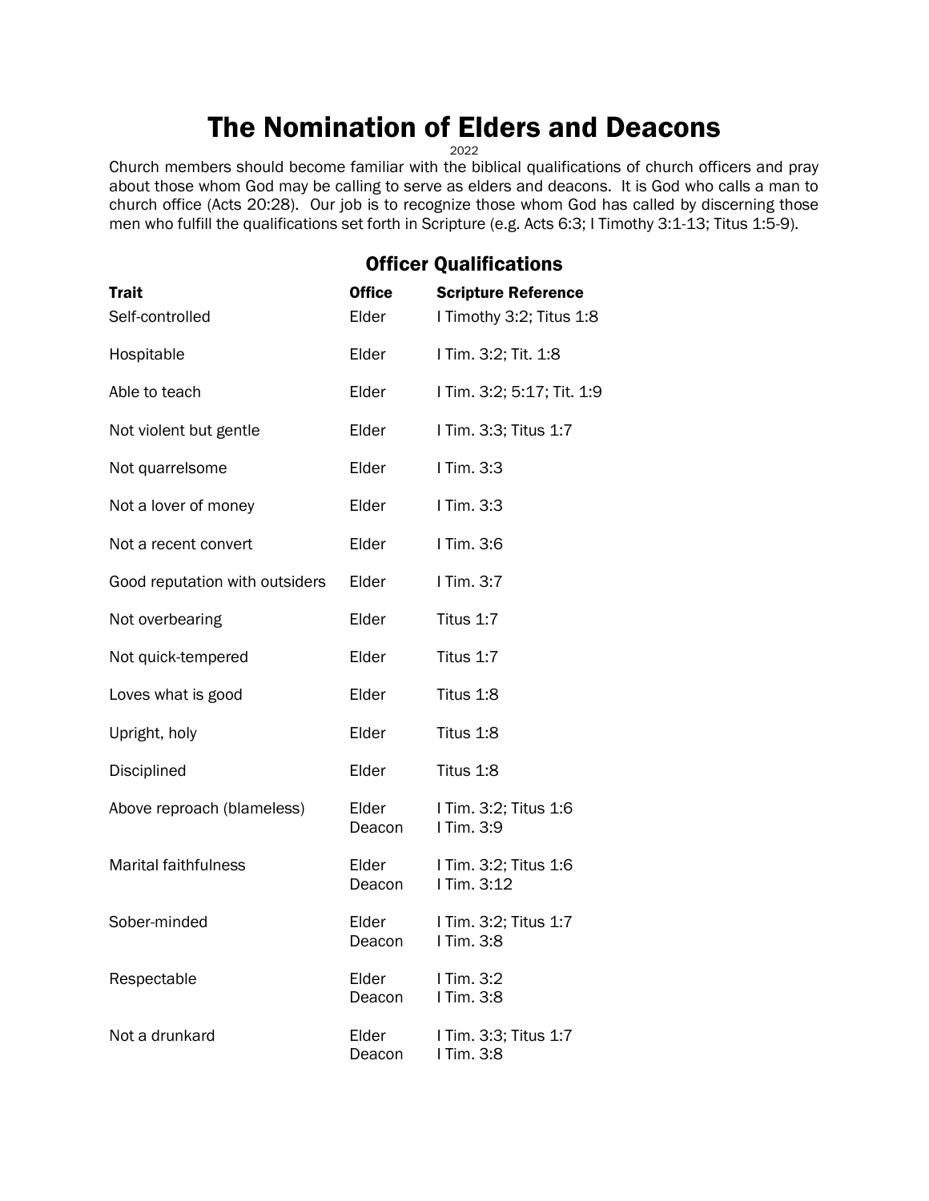# The Nomination of Elders and Deacons

2022

Church members should become familiar with the biblical qualifications of church officers and pray about those whom God may be calling to serve as elders and deacons. It is God who calls a man to church office (Acts 20:28). Our job is to recognize those whom God has called by discerning those men who fulfill the qualifications set forth in Scripture (e.g. Acts 6:3; I Timothy 3:1-13; Titus 1:5-9).

## Officer Qualifications

| Trait | Office | Scripture Reference |
|---|---|---|
| Self-controlled | Elder | I Timothy 3:2; Titus 1:8 |
| Hospitable | Elder | I Tim. 3:2; Tit. 1:8 |
| Able to teach | Elder | I Tim. 3:2; 5:17; Tit. 1:9 |
| Not violent but gentle | Elder | I Tim. 3:3; Titus 1:7 |
| Not quarrelsome | Elder | I Tim. 3:3 |
| Not a lover of money | Elder | I Tim. 3:3 |
| Not a recent convert | Elder | I Tim. 3:6 |
| Good reputation with outsiders | Elder | I Tim. 3:7 |
| Not overbearing | Elder | Titus 1:7 |
| Not quick-tempered | Elder | Titus 1:7 |
| Loves what is good | Elder | Titus 1:8 |
| Upright, holy | Elder | Titus 1:8 |
| Disciplined | Elder | Titus 1:8 |
| Above reproach (blameless) | Elder<br>Deacon | I Tim. 3:2; Titus 1:6<br>I Tim. 3:9 |
| Marital faithfulness | Elder<br>Deacon | I Tim. 3:2; Titus 1:6<br>I Tim. 3:12 |
| Sober-minded | Elder<br>Deacon | I Tim. 3:2; Titus 1:7<br>I Tim. 3:8 |
| Respectable | Elder<br>Deacon | I Tim. 3:2<br>I Tim. 3:8 |
| Not a drunkard | Elder<br>Deacon | I Tim. 3:3; Titus 1:7<br>I Tim. 3:8 |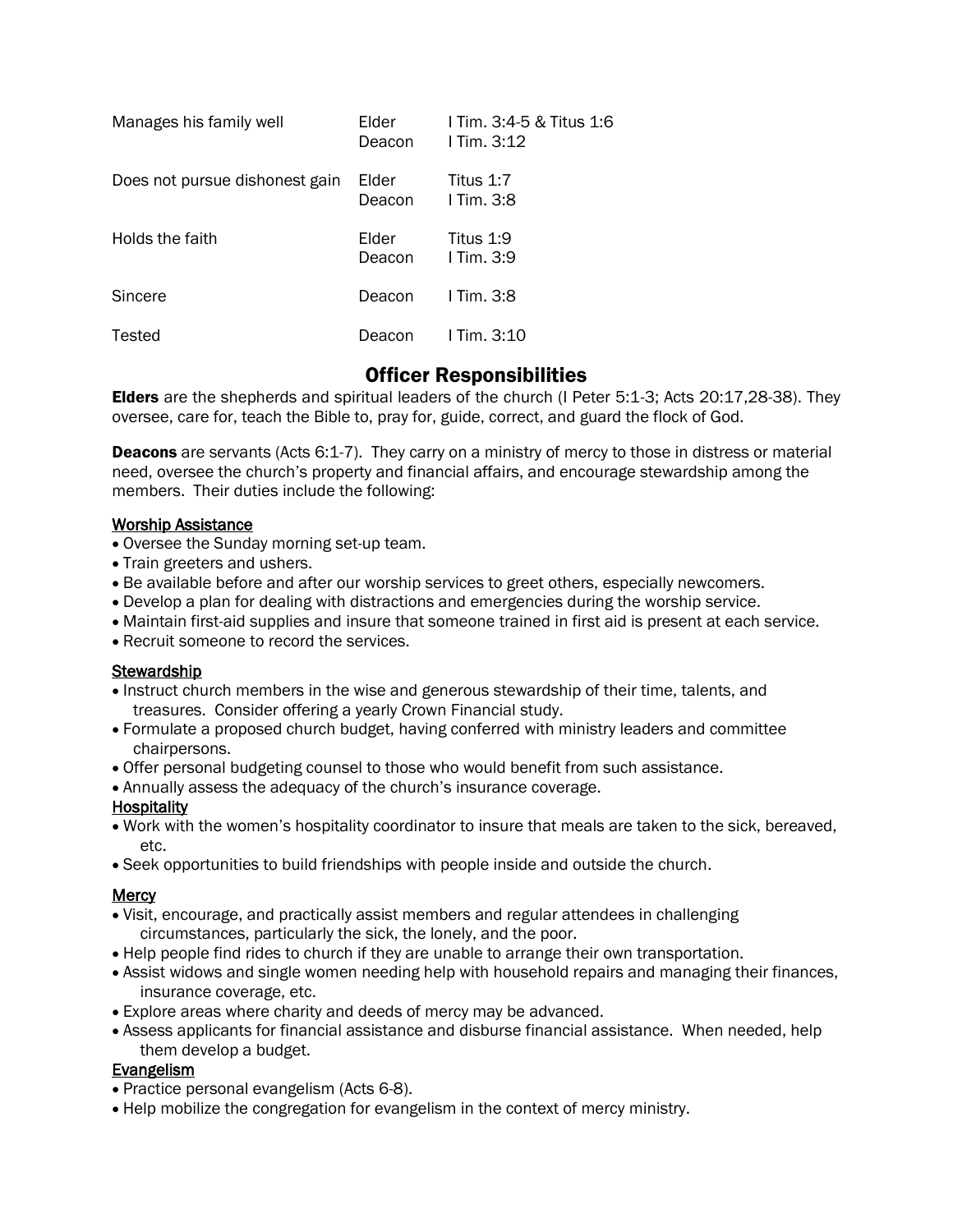| | | |
|---|---|---|
| Manages his family well | Elder<br>Deacon | I Tim. 3:4-5 & Titus 1:6<br>I Tim. 3:12 |
| Does not pursue dishonest gain | Elder<br>Deacon | Titus 1:7<br>I Tim. 3:8 |
| Holds the faith | Elder<br>Deacon | Titus 1:9<br>I Tim. 3:9 |
| Sincere | Deacon | I Tim. 3:8 |
| Tested | Deacon | I Tim. 3:10 |

## Officer Responsibilities

**Elders** are the shepherds and spiritual leaders of the church (I Peter 5:1-3; Acts 20:17,28-38). They oversee, care for, teach the Bible to, pray for, guide, correct, and guard the flock of God.

**Deacons** are servants (Acts 6:1-7). They carry on a ministry of mercy to those in distress or material need, oversee the church's property and financial affairs, and encourage stewardship among the members. Their duties include the following:

<u>Worship Assistance</u>

- Oversee the Sunday morning set-up team.
- Train greeters and ushers.
- Be available before and after our worship services to greet others, especially newcomers.
- Develop a plan for dealing with distractions and emergencies during the worship service.
- Maintain first-aid supplies and insure that someone trained in first aid is present at each service.
- Recruit someone to record the services.

<u>Stewardship</u>

- Instruct church members in the wise and generous stewardship of their time, talents, and treasures. Consider offering a yearly Crown Financial study.
- Formulate a proposed church budget, having conferred with ministry leaders and committee chairpersons.
- Offer personal budgeting counsel to those who would benefit from such assistance.
- Annually assess the adequacy of the church's insurance coverage.

<u>Hospitality</u>

- Work with the women's hospitality coordinator to insure that meals are taken to the sick, bereaved, etc.
- Seek opportunities to build friendships with people inside and outside the church.

<u>Mercy</u>

- Visit, encourage, and practically assist members and regular attendees in challenging circumstances, particularly the sick, the lonely, and the poor.
- Help people find rides to church if they are unable to arrange their own transportation.
- Assist widows and single women needing help with household repairs and managing their finances, insurance coverage, etc.
- Explore areas where charity and deeds of mercy may be advanced.
- Assess applicants for financial assistance and disburse financial assistance. When needed, help them develop a budget.

<u>Evangelism</u>

- Practice personal evangelism (Acts 6-8).
- Help mobilize the congregation for evangelism in the context of mercy ministry.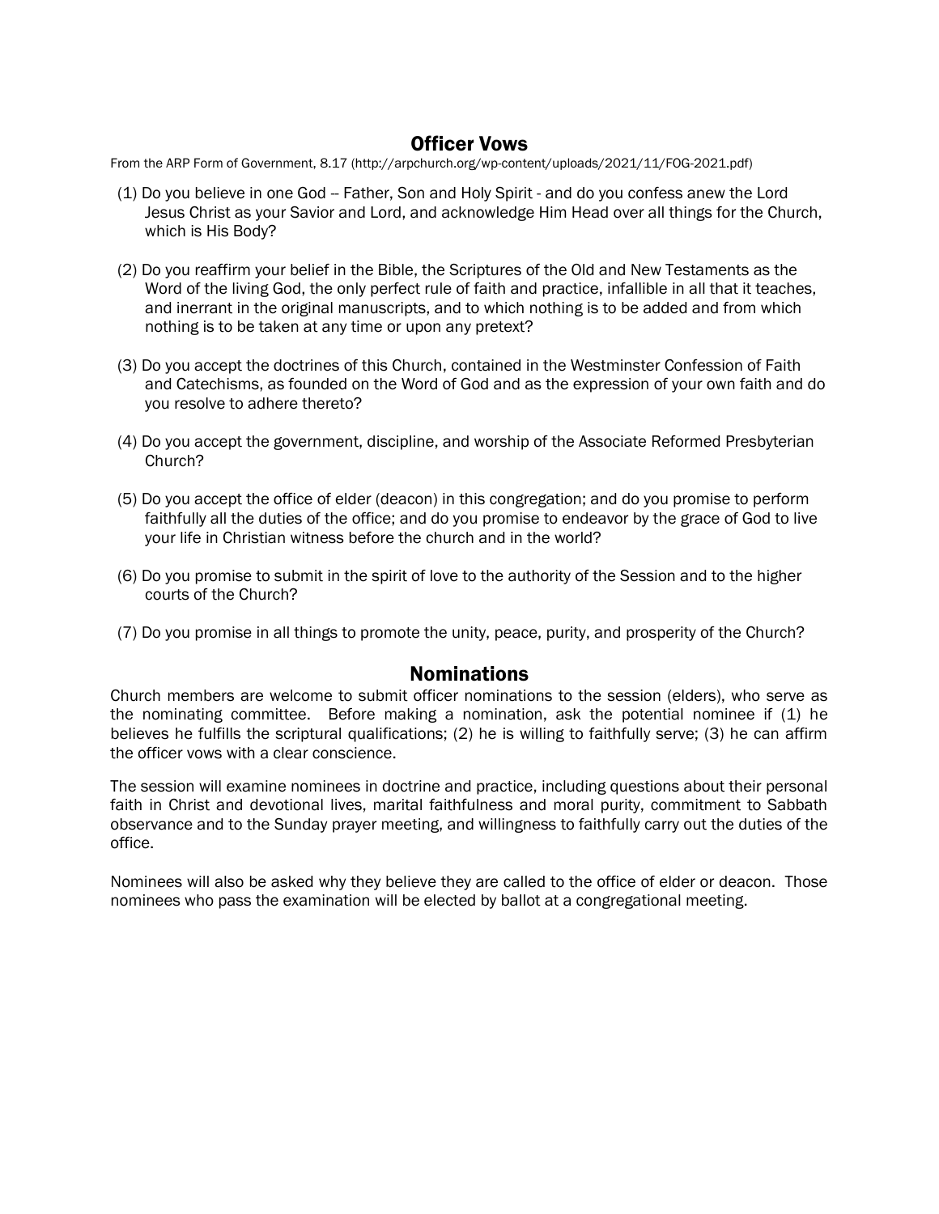## Officer Vows

From the ARP Form of Government, 8.17 (http://arpchurch.org/wp-content/uploads/2021/11/FOG-2021.pdf)

(1) Do you believe in one God -- Father, Son and Holy Spirit - and do you confess anew the Lord Jesus Christ as your Savior and Lord, and acknowledge Him Head over all things for the Church, which is His Body?

(2) Do you reaffirm your belief in the Bible, the Scriptures of the Old and New Testaments as the Word of the living God, the only perfect rule of faith and practice, infallible in all that it teaches, and inerrant in the original manuscripts, and to which nothing is to be added and from which nothing is to be taken at any time or upon any pretext?

(3) Do you accept the doctrines of this Church, contained in the Westminster Confession of Faith and Catechisms, as founded on the Word of God and as the expression of your own faith and do you resolve to adhere thereto?

(4) Do you accept the government, discipline, and worship of the Associate Reformed Presbyterian Church?

(5) Do you accept the office of elder (deacon) in this congregation; and do you promise to perform faithfully all the duties of the office; and do you promise to endeavor by the grace of God to live your life in Christian witness before the church and in the world?

(6) Do you promise to submit in the spirit of love to the authority of the Session and to the higher courts of the Church?

(7) Do you promise in all things to promote the unity, peace, purity, and prosperity of the Church?

## Nominations

Church members are welcome to submit officer nominations to the session (elders), who serve as the nominating committee. Before making a nomination, ask the potential nominee if (1) he believes he fulfills the scriptural qualifications; (2) he is willing to faithfully serve; (3) he can affirm the officer vows with a clear conscience.

The session will examine nominees in doctrine and practice, including questions about their personal faith in Christ and devotional lives, marital faithfulness and moral purity, commitment to Sabbath observance and to the Sunday prayer meeting, and willingness to faithfully carry out the duties of the office.

Nominees will also be asked why they believe they are called to the office of elder or deacon. Those nominees who pass the examination will be elected by ballot at a congregational meeting.